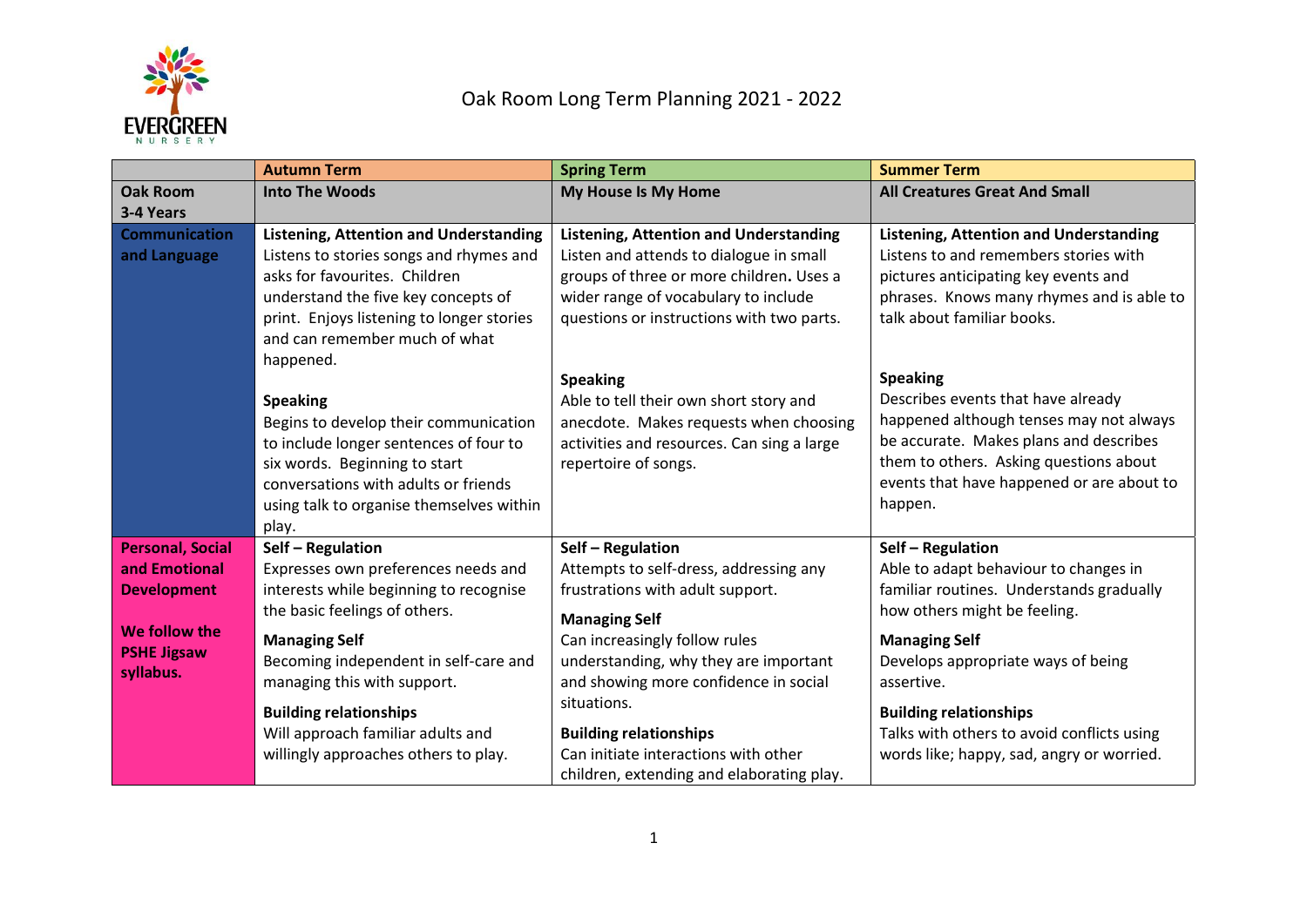# Oak Room Long Term Planning 2021 - 2022

| | Autumn Term | Spring Term | Summer Term |
|---|---|---|---|
| **Oak Room 3-4 Years** | **Into The Woods** | **My House Is My Home** | **All Creatures Great And Small** |
| **Communication and Language** | **Listening, Attention and Understanding** Listens to stories songs and rhymes and asks for favourites. Children understand the five key concepts of print. Enjoys listening to longer stories and can remember much of what happened. **Speaking** Begins to develop their communication to include longer sentences of four to six words. Beginning to start conversations with adults or friends using talk to organise themselves within play. | **Listening, Attention and Understanding** Listen and attends to dialogue in small groups of three or more children. Uses a wider range of vocabulary to include questions or instructions with two parts. **Speaking** Able to tell their own short story and anecdote. Makes requests when choosing activities and resources. Can sing a large repertoire of songs. | **Listening, Attention and Understanding** Listens to and remembers stories with pictures anticipating key events and phrases. Knows many rhymes and is able to talk about familiar books. **Speaking** Describes events that have already happened although tenses may not always be accurate. Makes plans and describes them to others. Asking questions about events that have happened or are about to happen. |
| **Personal, Social and Emotional Development** **We follow the PSHE Jigsaw syllabus.** | **Self – Regulation** Expresses own preferences needs and interests while beginning to recognise the basic feelings of others. **Managing Self** Becoming independent in self-care and managing this with support. **Building relationships** Will approach familiar adults and willingly approaches others to play. | **Self – Regulation** Attempts to self-dress, addressing any frustrations with adult support. **Managing Self** Can increasingly follow rules understanding, why they are important and showing more confidence in social situations. **Building relationships** Can initiate interactions with other children, extending and elaborating play. | **Self – Regulation** Able to adapt behaviour to changes in familiar routines. Understands gradually how others might be feeling. **Managing Self** Develops appropriate ways of being assertive. **Building relationships** Talks with others to avoid conflicts using words like; happy, sad, angry or worried. |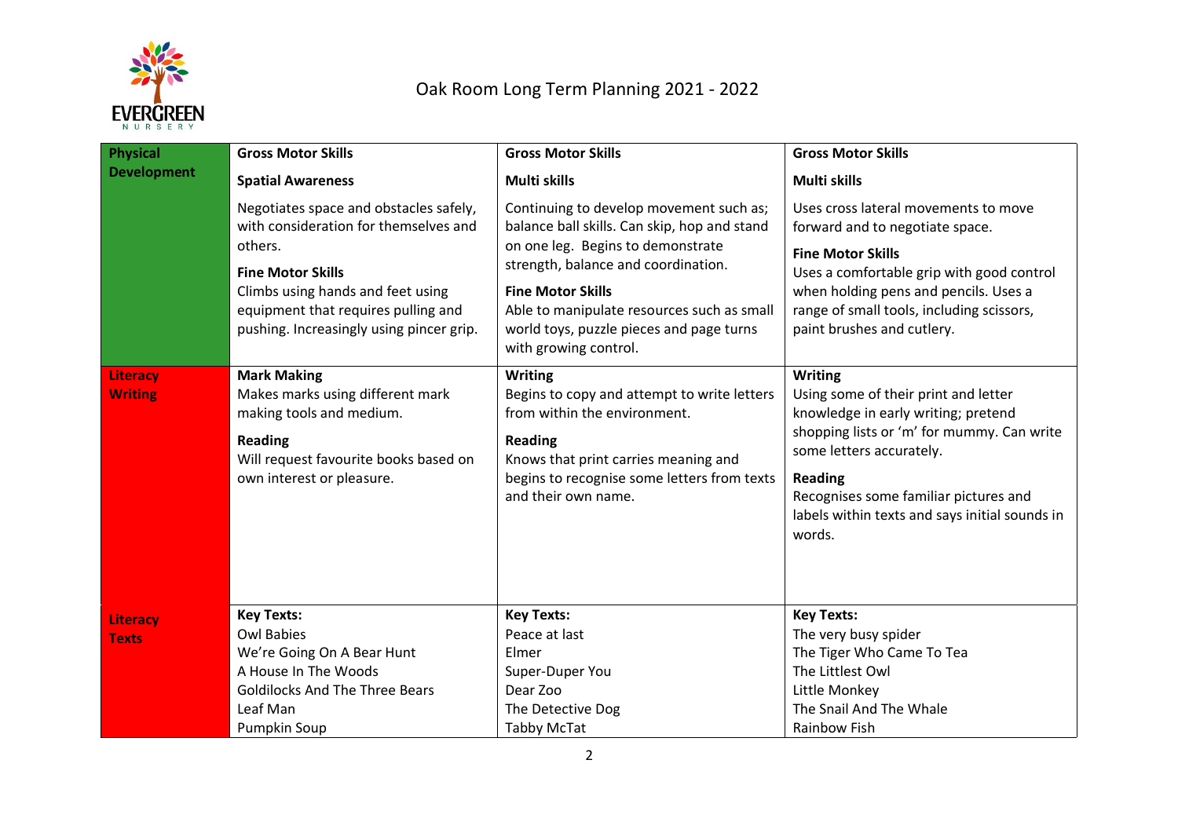# Oak Room Long Term Planning 2021 - 2022

| | | | |
|---|---|---|---|
| **Physical Development** | **Gross Motor Skills**<br>**Spatial Awareness**<br>Negotiates space and obstacles safely, with consideration for themselves and others.<br>**Fine Motor Skills**<br>Climbs using hands and feet using equipment that requires pulling and pushing. Increasingly using pincer grip. | **Gross Motor Skills**<br>**Multi skills**<br>Continuing to develop movement such as; balance ball skills. Can skip, hop and stand on one leg. Begins to demonstrate strength, balance and coordination.<br>**Fine Motor Skills**<br>Able to manipulate resources such as small world toys, puzzle pieces and page turns with growing control. | **Gross Motor Skills**<br>**Multi skills**<br>Uses cross lateral movements to move forward and to negotiate space.<br>**Fine Motor Skills**<br>Uses a comfortable grip with good control when holding pens and pencils. Uses a range of small tools, including scissors, paint brushes and cutlery. |
| **Literacy Writing** | **Mark Making**<br>Makes marks using different mark making tools and medium.<br>**Reading**<br>Will request favourite books based on own interest or pleasure. | **Writing**<br>Begins to copy and attempt to write letters from within the environment.<br>**Reading**<br>Knows that print carries meaning and begins to recognise some letters from texts and their own name. | **Writing**<br>Using some of their print and letter knowledge in early writing; pretend shopping lists or 'm' for mummy. Can write some letters accurately.<br>**Reading**<br>Recognises some familiar pictures and labels within texts and says initial sounds in words. |
| **Literacy Texts** | **Key Texts:**<br>Owl Babies<br>We're Going On A Bear Hunt<br>A House In The Woods<br>Goldilocks And The Three Bears<br>Leaf Man<br>Pumpkin Soup | **Key Texts:**<br>Peace at last<br>Elmer<br>Super-Duper You<br>Dear Zoo<br>The Detective Dog<br>Tabby McTat | **Key Texts:**<br>The very busy spider<br>The Tiger Who Came To Tea<br>The Littlest Owl<br>Little Monkey<br>The Snail And The Whale<br>Rainbow Fish |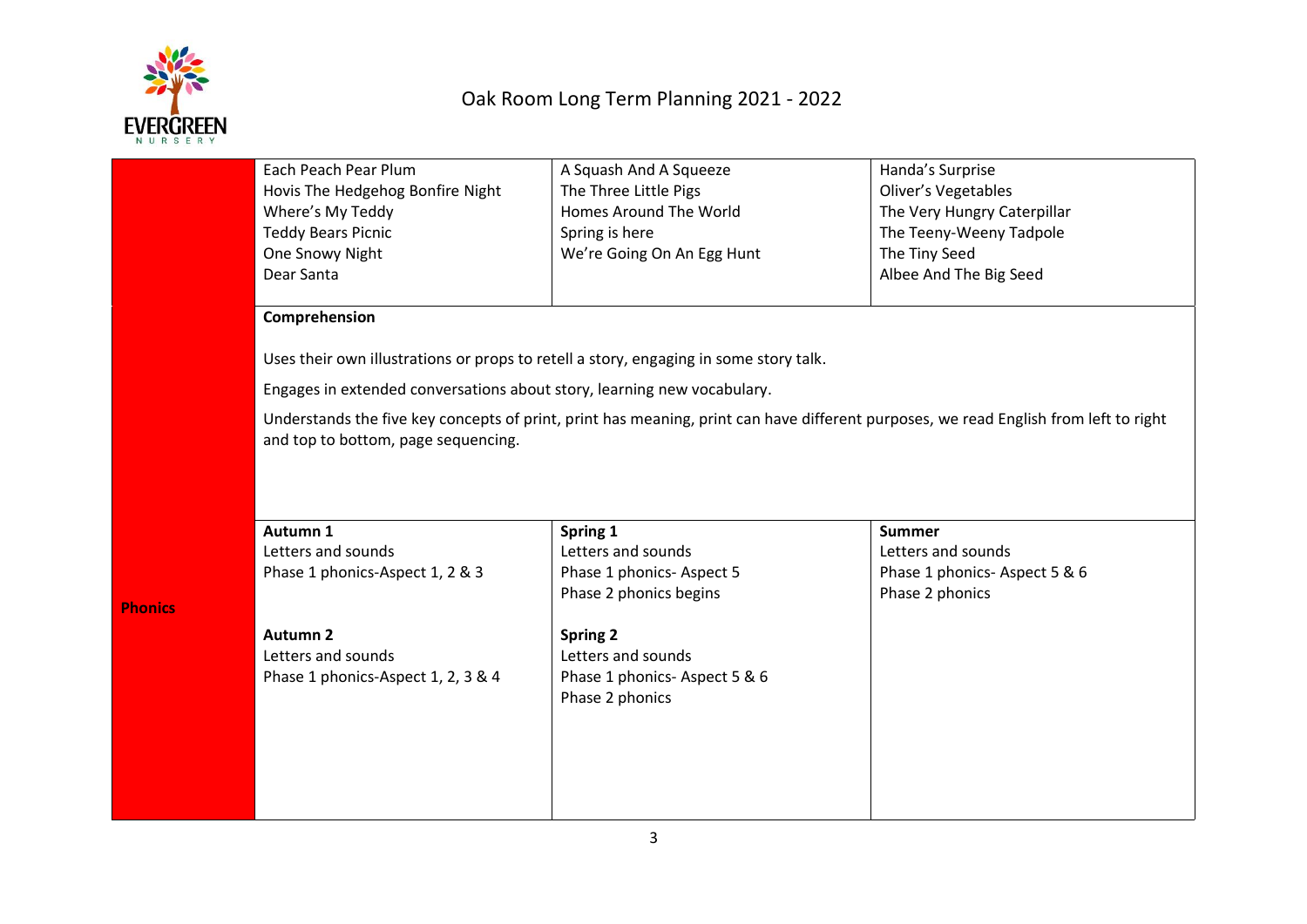# Oak Room Long Term Planning 2021 - 2022

| | | | |
|---|---|---|---|
| | Each Peach Pear Plum<br>Hovis The Hedgehog Bonfire Night<br>Where's My Teddy<br>Teddy Bears Picnic<br>One Snowy Night<br>Dear Santa | A Squash And A Squeeze<br>The Three Little Pigs<br>Homes Around The World<br>Spring is here<br>We're Going On An Egg Hunt | Handa's Surprise<br>Oliver's Vegetables<br>The Very Hungry Caterpillar<br>The Teeny-Weeny Tadpole<br>The Tiny Seed<br>Albee And The Big Seed |
| | **Comprehension**<br><br>Uses their own illustrations or props to retell a story, engaging in some story talk.<br><br>Engages in extended conversations about story, learning new vocabulary.<br><br>Understands the five key concepts of print, print has meaning, print can have different purposes, we read English from left to right and top to bottom, page sequencing. | | |
| **Phonics** | **Autumn 1**<br>Letters and sounds<br>Phase 1 phonics-Aspect 1, 2 & 3<br><br>**Autumn 2**<br>Letters and sounds<br>Phase 1 phonics-Aspect 1, 2, 3 & 4 | **Spring 1**<br>Letters and sounds<br>Phase 1 phonics- Aspect 5<br>Phase 2 phonics begins<br><br>**Spring 2**<br>Letters and sounds<br>Phase 1 phonics- Aspect 5 & 6<br>Phase 2 phonics | **Summer**<br>Letters and sounds<br>Phase 1 phonics- Aspect 5 & 6<br>Phase 2 phonics |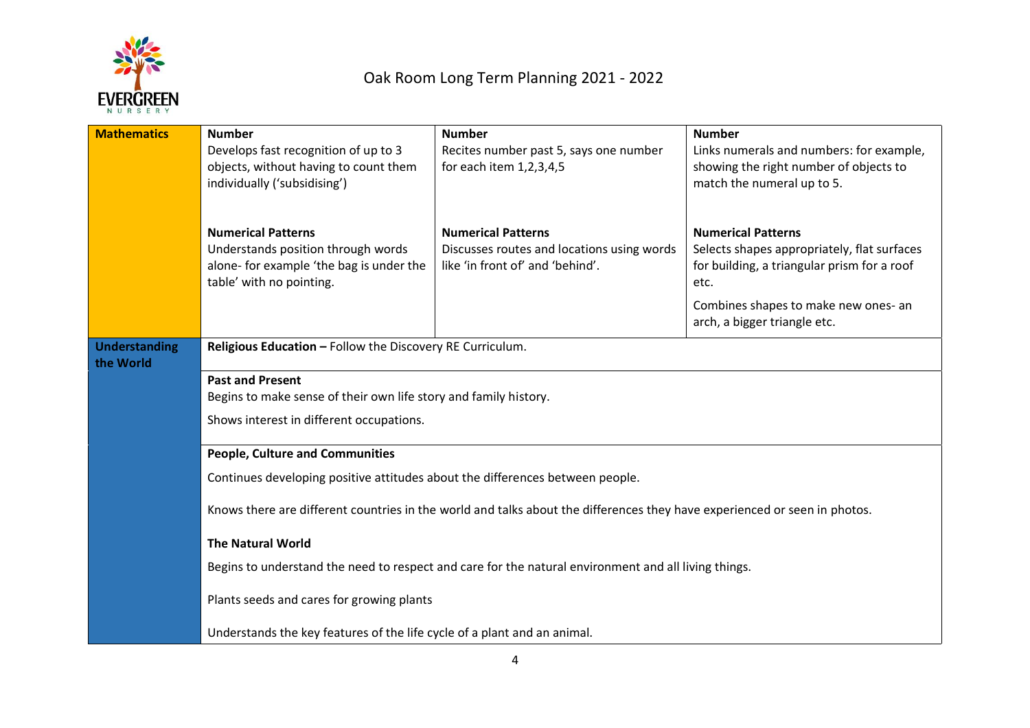# Oak Room Long Term Planning 2021 - 2022

| | | | |
|---|---|---|---|
| **Mathematics** | **Number**<br>Develops fast recognition of up to 3 objects, without having to count them individually ('subsidising')<br><br>**Numerical Patterns**<br>Understands position through words alone- for example 'the bag is under the table' with no pointing. | **Number**<br>Recites number past 5, says one number for each item 1,2,3,4,5<br><br>**Numerical Patterns**<br>Discusses routes and locations using words like 'in front of' and 'behind'. | **Number**<br>Links numerals and numbers: for example, showing the right number of objects to match the numeral up to 5.<br><br>**Numerical Patterns**<br>Selects shapes appropriately, flat surfaces for building, a triangular prism for a roof etc.<br><br>Combines shapes to make new ones- an arch, a bigger triangle etc. |
| **Understanding the World** | **Religious Education –** Follow the Discovery RE Curriculum. | | |
| | **Past and Present**<br>Begins to make sense of their own life story and family history.<br><br>Shows interest in different occupations. | | |
| | **People, Culture and Communities**<br><br>Continues developing positive attitudes about the differences between people.<br><br>Knows there are different countries in the world and talks about the differences they have experienced or seen in photos.<br><br>**The Natural World**<br><br>Begins to understand the need to respect and care for the natural environment and all living things.<br><br>Plants seeds and cares for growing plants<br><br>Understands the key features of the life cycle of a plant and an animal. | | |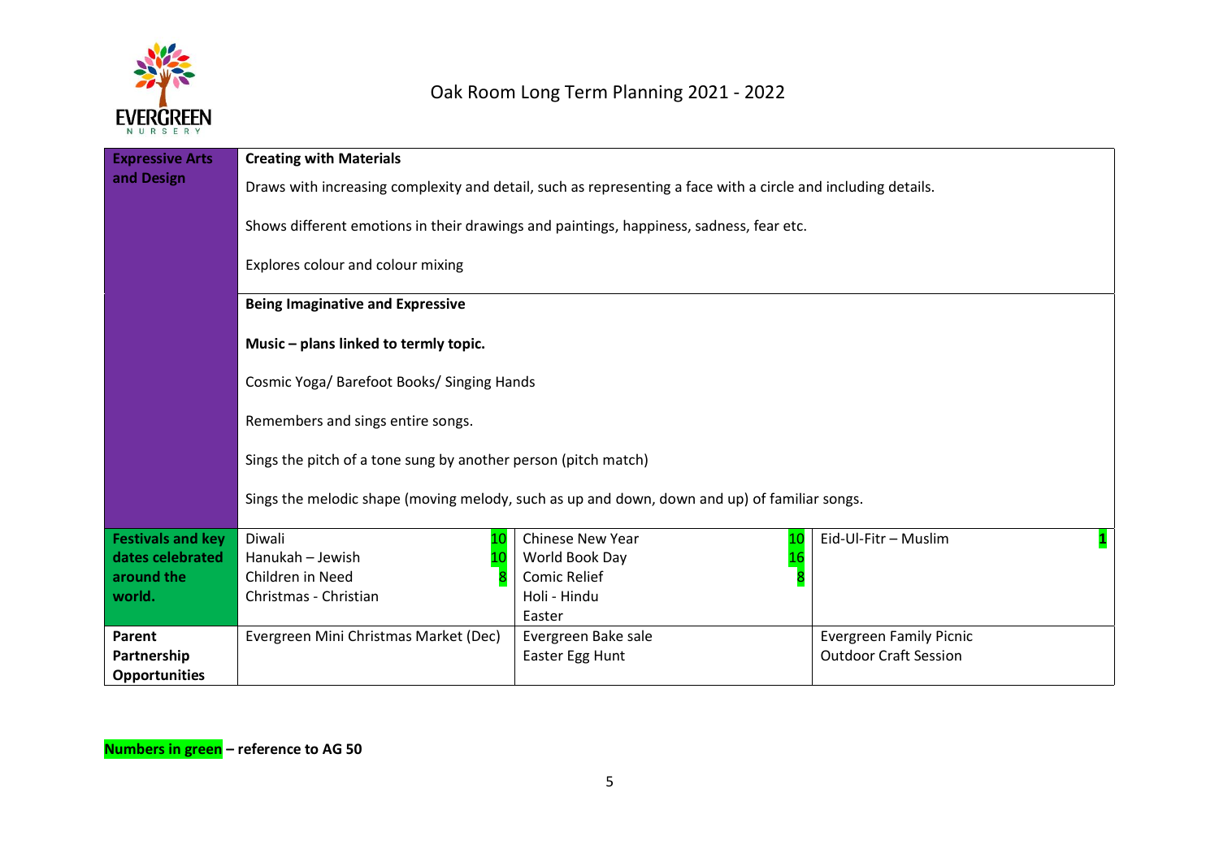# Oak Room Long Term Planning 2021 - 2022

| | | | |
|---|---|---|---|
| **Expressive Arts and Design** | **Creating with Materials**<br><br>Draws with increasing complexity and detail, such as representing a face with a circle and including details.<br><br>Shows different emotions in their drawings and paintings, happiness, sadness, fear etc.<br><br>Explores colour and colour mixing | | |
| | **Being Imaginative and Expressive**<br><br>**Music – plans linked to termly topic.**<br><br>Cosmic Yoga/ Barefoot Books/ Singing Hands<br><br>Remembers and sings entire songs.<br><br>Sings the pitch of a tone sung by another person (pitch match)<br><br>Sings the melodic shape (moving melody, such as up and down, down and up) of familiar songs. | | |
| **Festivals and key dates celebrated around the world.** | Diwali 10<br>Hanukah – Jewish 10<br>Children in Need 8<br>Christmas - Christian | Chinese New Year 10<br>World Book Day 16<br>Comic Relief 8<br>Holi - Hindu<br>Easter | Eid-Ul-Fitr – Muslim 1 |
| **Parent Partnership Opportunities** | Evergreen Mini Christmas Market (Dec) | Evergreen Bake sale<br>Easter Egg Hunt | Evergreen Family Picnic<br>Outdoor Craft Session |

**Numbers in green – reference to AG 50**